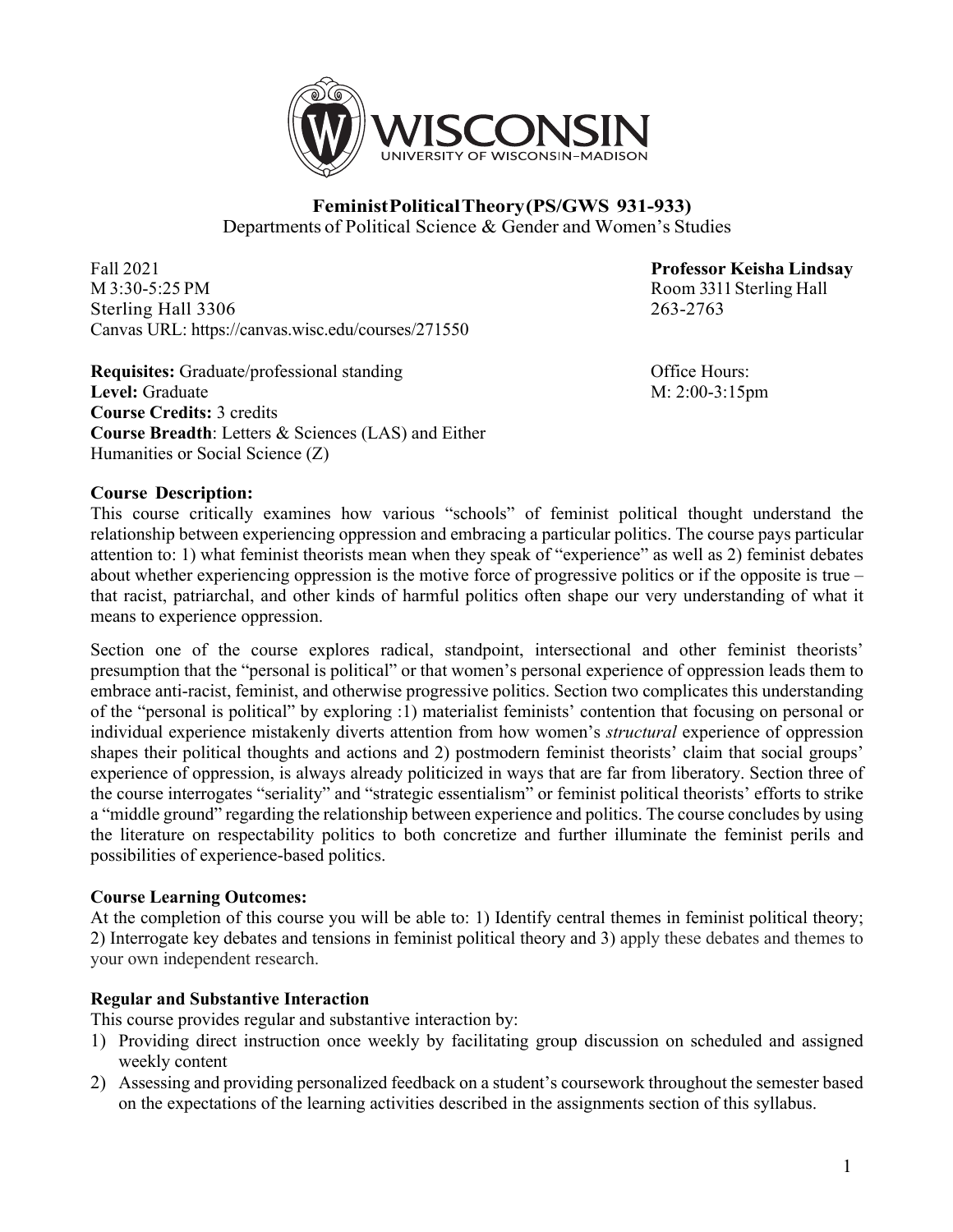# Feminist Political Theory (PS/GWS 931-933)

Departments of Political Science & Gender and Women's Studies

Fall 2021
M 3:30-5:25 PM
Sterling Hall 3306
Canvas URL: https://canvas.wisc.edu/courses/271550

**Professor Keisha Lindsay**
Room 3311 Sterling Hall
263-2763

**Requisites:** Graduate/professional standing
**Level:** Graduate
**Course Credits:** 3 credits
**Course Breadth**: Letters & Sciences (LAS) and Either Humanities or Social Science (Z)

Office Hours:
M: 2:00-3:15pm

**Course Description:**

This course critically examines how various "schools" of feminist political thought understand the relationship between experiencing oppression and embracing a particular politics. The course pays particular attention to: 1) what feminist theorists mean when they speak of "experience" as well as 2) feminist debates about whether experiencing oppression is the motive force of progressive politics or if the opposite is true – that racist, patriarchal, and other kinds of harmful politics often shape our very understanding of what it means to experience oppression.

Section one of the course explores radical, standpoint, intersectional and other feminist theorists' presumption that the "personal is political" or that women's personal experience of oppression leads them to embrace anti-racist, feminist, and otherwise progressive politics. Section two complicates this understanding of the "personal is political" by exploring :1) materialist feminists' contention that focusing on personal or individual experience mistakenly diverts attention from how women's *structural* experience of oppression shapes their political thoughts and actions and 2) postmodern feminist theorists' claim that social groups' experience of oppression, is always already politicized in ways that are far from liberatory. Section three of the course interrogates "seriality" and "strategic essentialism" or feminist political theorists' efforts to strike a "middle ground" regarding the relationship between experience and politics. The course concludes by using the literature on respectability politics to both concretize and further illuminate the feminist perils and possibilities of experience-based politics.

**Course Learning Outcomes:**

At the completion of this course you will be able to: 1) Identify central themes in feminist political theory; 2) Interrogate key debates and tensions in feminist political theory and 3) apply these debates and themes to your own independent research.

**Regular and Substantive Interaction**

This course provides regular and substantive interaction by:

1) Providing direct instruction once weekly by facilitating group discussion on scheduled and assigned weekly content
2) Assessing and providing personalized feedback on a student's coursework throughout the semester based on the expectations of the learning activities described in the assignments section of this syllabus.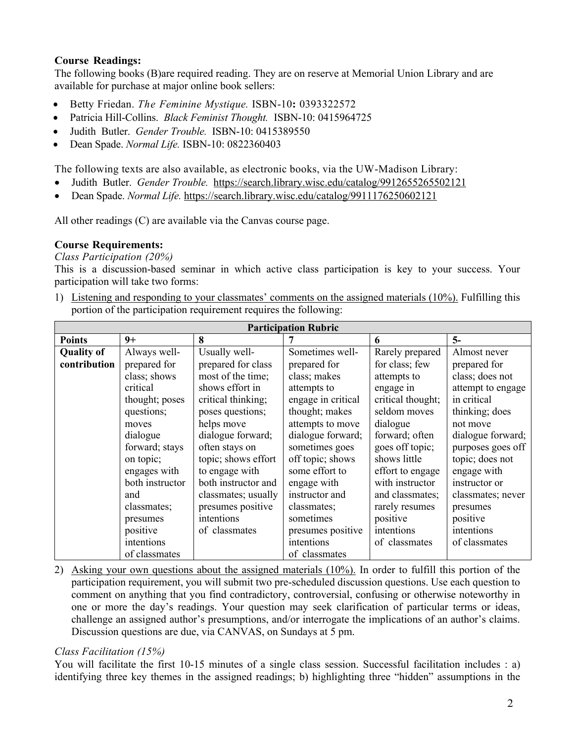**Course Readings:**

The following books (B)are required reading. They are on reserve at Memorial Union Library and are available for purchase at major online book sellers:

- Betty Friedan. *The Feminine Mystique.* ISBN-10**:** 0393322572
- Patricia Hill-Collins. *Black Feminist Thought.* ISBN-10: 0415964725
- Judith Butler. *Gender Trouble.* ISBN-10: 0415389550
- Dean Spade. *Normal Life.* ISBN-10: 0822360403

The following texts are also available, as electronic books, via the UW-Madison Library:

- Judith Butler. *Gender Trouble.* https://search.library.wisc.edu/catalog/9912655265502121
- Dean Spade. *Normal Life.* https://search.library.wisc.edu/catalog/9911176250602121

All other readings (C) are available via the Canvas course page.

**Course Requirements:**

*Class Participation (20%)*

This is a discussion-based seminar in which active class participation is key to your success. Your participation will take two forms:

1) Listening and responding to your classmates' comments on the assigned materials (10%). Fulfilling this portion of the participation requirement requires the following:

| **Participation Rubric** | | | | | |
|---|---|---|---|---|---|
| **Points** | **9+** | **8** | **7** | **6** | **5-** |
| **Quality of contribution** | Always well-prepared for class; shows critical thought; poses questions; moves dialogue forward; stays on topic; engages with both instructor and classmates; presumes positive intentions of classmates | Usually well-prepared for class most of the time; shows effort in critical thinking; poses questions; helps move dialogue forward; often stays on topic; shows effort to engage with both instructor and classmates; usually presumes positive intentions of classmates | Sometimes well-prepared for class; makes attempts to engage in critical thought; makes attempts to move dialogue forward; sometimes goes off topic; shows some effort to engage with instructor and classmates; sometimes presumes positive intentions of classmates | Rarely prepared for class; few attempts to engage in critical thought; seldom moves dialogue forward; often goes off topic; shows little effort to engage with instructor and classmates; rarely resumes positive intentions of classmates | Almost never prepared for class; does not attempt to engage in critical thinking; does not move dialogue forward; purposes goes off topic; does not engage with instructor or classmates; never presumes positive intentions of classmates |

2) Asking your own questions about the assigned materials (10%). In order to fulfill this portion of the participation requirement, you will submit two pre-scheduled discussion questions. Use each question to comment on anything that you find contradictory, controversial, confusing or otherwise noteworthy in one or more the day's readings. Your question may seek clarification of particular terms or ideas, challenge an assigned author's presumptions, and/or interrogate the implications of an author's claims. Discussion questions are due, via CANVAS, on Sundays at 5 pm.

*Class Facilitation (15%)*

You will facilitate the first 10-15 minutes of a single class session. Successful facilitation includes : a) identifying three key themes in the assigned readings; b) highlighting three "hidden" assumptions in the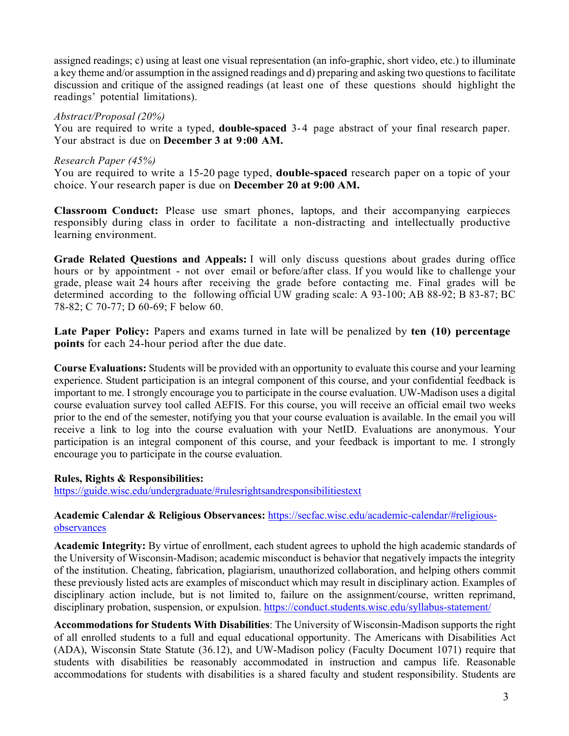assigned readings; c) using at least one visual representation (an info-graphic, short video, etc.) to illuminate a key theme and/or assumption in the assigned readings and d) preparing and asking two questions to facilitate discussion and critique of the assigned readings (at least one of these questions should highlight the readings' potential limitations).

*Abstract/Proposal (20%)*
You are required to write a typed, **double-spaced** 3-4 page abstract of your final research paper. Your abstract is due on **December 3 at 9:00 AM.**

*Research Paper (45%)*
You are required to write a 15-20 page typed, **double-spaced** research paper on a topic of your choice. Your research paper is due on **December 20 at 9:00 AM.**

**Classroom Conduct:** Please use smart phones, laptops, and their accompanying earpieces responsibly during class in order to facilitate a non-distracting and intellectually productive learning environment.

**Grade Related Questions and Appeals:** I will only discuss questions about grades during office hours or by appointment - not over email or before/after class. If you would like to challenge your grade, please wait 24 hours after receiving the grade before contacting me. Final grades will be determined according to the following official UW grading scale: A 93-100; AB 88-92; B 83-87; BC 78-82; C 70-77; D 60-69; F below 60.

**Late Paper Policy:** Papers and exams turned in late will be penalized by **ten (10) percentage points** for each 24-hour period after the due date.

**Course Evaluations:** Students will be provided with an opportunity to evaluate this course and your learning experience. Student participation is an integral component of this course, and your confidential feedback is important to me. I strongly encourage you to participate in the course evaluation. UW-Madison uses a digital course evaluation survey tool called AEFIS. For this course, you will receive an official email two weeks prior to the end of the semester, notifying you that your course evaluation is available. In the email you will receive a link to log into the course evaluation with your NetID. Evaluations are anonymous. Your participation is an integral component of this course, and your feedback is important to me. I strongly encourage you to participate in the course evaluation.

**Rules, Rights & Responsibilities:**
https://guide.wisc.edu/undergraduate/#rulesrightsandresponsibilitiestext

**Academic Calendar & Religious Observances:** https://secfac.wisc.edu/academic-calendar/#religious-observances

**Academic Integrity:** By virtue of enrollment, each student agrees to uphold the high academic standards of the University of Wisconsin-Madison; academic misconduct is behavior that negatively impacts the integrity of the institution. Cheating, fabrication, plagiarism, unauthorized collaboration, and helping others commit these previously listed acts are examples of misconduct which may result in disciplinary action. Examples of disciplinary action include, but is not limited to, failure on the assignment/course, written reprimand, disciplinary probation, suspension, or expulsion. https://conduct.students.wisc.edu/syllabus-statement/

**Accommodations for Students With Disabilities**: The University of Wisconsin-Madison supports the right of all enrolled students to a full and equal educational opportunity. The Americans with Disabilities Act (ADA), Wisconsin State Statute (36.12), and UW-Madison policy (Faculty Document 1071) require that students with disabilities be reasonably accommodated in instruction and campus life. Reasonable accommodations for students with disabilities is a shared faculty and student responsibility. Students are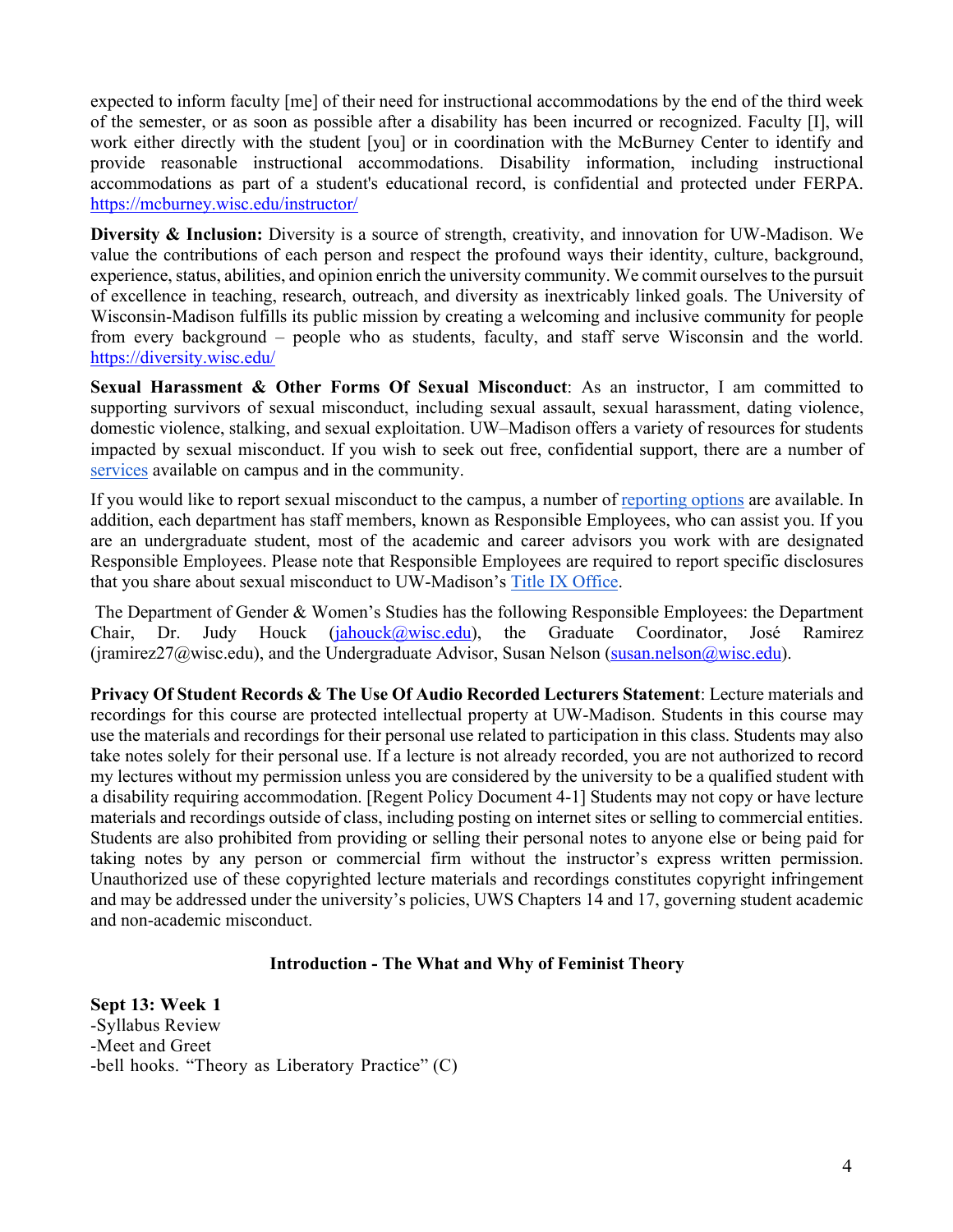expected to inform faculty [me] of their need for instructional accommodations by the end of the third week of the semester, or as soon as possible after a disability has been incurred or recognized. Faculty [I], will work either directly with the student [you] or in coordination with the McBurney Center to identify and provide reasonable instructional accommodations. Disability information, including instructional accommodations as part of a student's educational record, is confidential and protected under FERPA. https://mcburney.wisc.edu/instructor/

**Diversity & Inclusion:** Diversity is a source of strength, creativity, and innovation for UW-Madison. We value the contributions of each person and respect the profound ways their identity, culture, background, experience, status, abilities, and opinion enrich the university community. We commit ourselves to the pursuit of excellence in teaching, research, outreach, and diversity as inextricably linked goals. The University of Wisconsin-Madison fulfills its public mission by creating a welcoming and inclusive community for people from every background – people who as students, faculty, and staff serve Wisconsin and the world. https://diversity.wisc.edu/

**Sexual Harassment & Other Forms Of Sexual Misconduct**: As an instructor, I am committed to supporting survivors of sexual misconduct, including sexual assault, sexual harassment, dating violence, domestic violence, stalking, and sexual exploitation. UW–Madison offers a variety of resources for students impacted by sexual misconduct. If you wish to seek out free, confidential support, there are a number of services available on campus and in the community.

If you would like to report sexual misconduct to the campus, a number of reporting options are available. In addition, each department has staff members, known as Responsible Employees, who can assist you. If you are an undergraduate student, most of the academic and career advisors you work with are designated Responsible Employees. Please note that Responsible Employees are required to report specific disclosures that you share about sexual misconduct to UW-Madison's Title IX Office.

The Department of Gender & Women's Studies has the following Responsible Employees: the Department Chair, Dr. Judy Houck (jahouck@wisc.edu), the Graduate Coordinator, José Ramirez (jramirez27@wisc.edu), and the Undergraduate Advisor, Susan Nelson (susan.nelson@wisc.edu).

**Privacy Of Student Records & The Use Of Audio Recorded Lecturers Statement**: Lecture materials and recordings for this course are protected intellectual property at UW-Madison. Students in this course may use the materials and recordings for their personal use related to participation in this class. Students may also take notes solely for their personal use. If a lecture is not already recorded, you are not authorized to record my lectures without my permission unless you are considered by the university to be a qualified student with a disability requiring accommodation. [Regent Policy Document 4-1] Students may not copy or have lecture materials and recordings outside of class, including posting on internet sites or selling to commercial entities. Students are also prohibited from providing or selling their personal notes to anyone else or being paid for taking notes by any person or commercial firm without the instructor's express written permission. Unauthorized use of these copyrighted lecture materials and recordings constitutes copyright infringement and may be addressed under the university's policies, UWS Chapters 14 and 17, governing student academic and non-academic misconduct.

## Introduction - The What and Why of Feminist Theory

**Sept 13: Week 1**
-Syllabus Review
-Meet and Greet
-bell hooks. "Theory as Liberatory Practice" (C)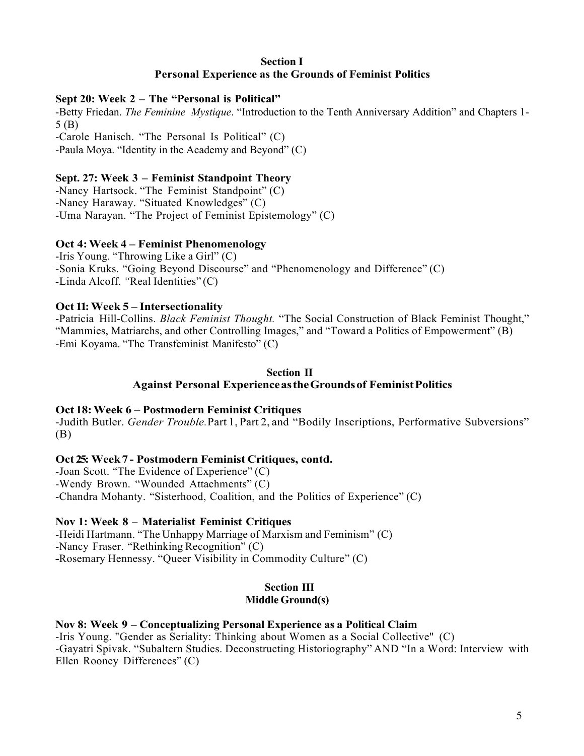## Section I
## Personal Experience as the Grounds of Feminist Politics

### Sept 20: Week 2 – The "Personal is Political"

-Betty Friedan. *The Feminine Mystique*. "Introduction to the Tenth Anniversary Addition" and Chapters 1-5 (B)
-Carole Hanisch. "The Personal Is Political" (C)
-Paula Moya. "Identity in the Academy and Beyond" (C)

### Sept. 27: Week 3 – Feminist Standpoint Theory

-Nancy Hartsock. "The Feminist Standpoint" (C)
-Nancy Haraway. "Situated Knowledges" (C)
-Uma Narayan. "The Project of Feminist Epistemology" (C)

### Oct 4: Week 4 – Feminist Phenomenology

-Iris Young. "Throwing Like a Girl" (C)
-Sonia Kruks. "Going Beyond Discourse" and "Phenomenology and Difference" (C)
-Linda Alcoff. "Real Identities" (C)

### Oct 11: Week 5 – Intersectionality

-Patricia Hill-Collins. *Black Feminist Thought.* "The Social Construction of Black Feminist Thought," "Mammies, Matriarchs, and other Controlling Images," and "Toward a Politics of Empowerment" (B)
-Emi Koyama. "The Transfeminist Manifesto" (C)

## Section II
## Against Personal Experience as the Grounds of Feminist Politics

### Oct 18: Week 6 – Postmodern Feminist Critiques

-Judith Butler. *Gender Trouble.* Part 1, Part 2, and "Bodily Inscriptions, Performative Subversions" (B)

### Oct 25: Week 7 - Postmodern Feminist Critiques, contd.

-Joan Scott. "The Evidence of Experience" (C)
-Wendy Brown. "Wounded Attachments" (C)
-Chandra Mohanty. "Sisterhood, Coalition, and the Politics of Experience" (C)

### Nov 1: Week 8 – Materialist Feminist Critiques

-Heidi Hartmann. "The Unhappy Marriage of Marxism and Feminism" (C)
-Nancy Fraser. "Rethinking Recognition" (C)
-Rosemary Hennessy. "Queer Visibility in Commodity Culture" (C)

## Section III
## Middle Ground(s)

### Nov 8: Week 9 – Conceptualizing Personal Experience as a Political Claim

-Iris Young. "Gender as Seriality: Thinking about Women as a Social Collective" (C)
-Gayatri Spivak. "Subaltern Studies. Deconstructing Historiography" AND "In a Word: Interview with Ellen Rooney Differences" (C)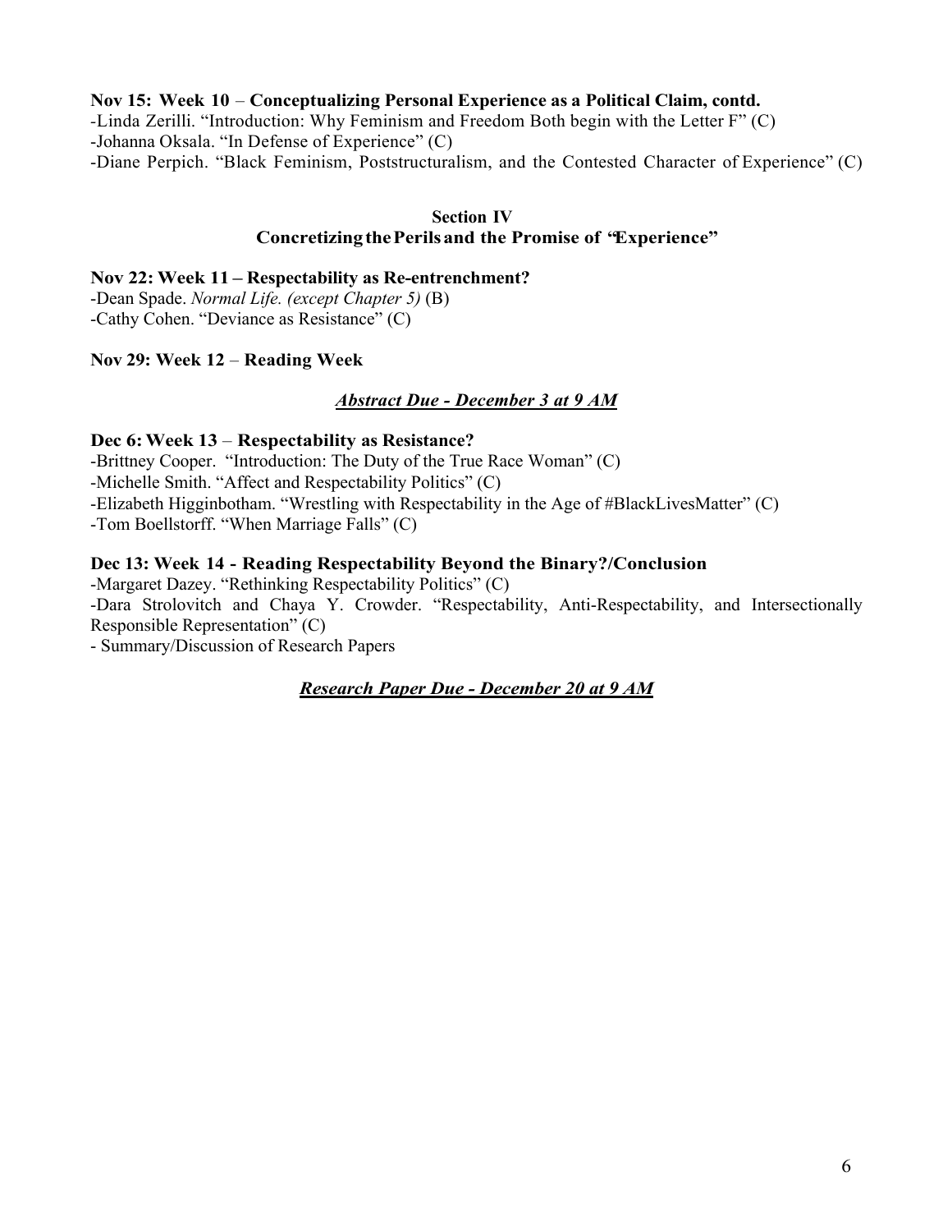**Nov 15: Week 10 – Conceptualizing Personal Experience as a Political Claim, contd.**
-Linda Zerilli. "Introduction: Why Feminism and Freedom Both begin with the Letter F" (C)
-Johanna Oksala. "In Defense of Experience" (C)
-Diane Perpich. "Black Feminism, Poststructuralism, and the Contested Character of Experience" (C)

## Section IV
## Concretizing the Perils and the Promise of "Experience"

**Nov 22: Week 11 – Respectability as Re-entrenchment?**
-Dean Spade. *Normal Life. (except Chapter 5)* (B)
-Cathy Cohen. "Deviance as Resistance" (C)

**Nov 29: Week 12 – Reading Week**

***Abstract Due - December 3 at 9 AM***

**Dec 6: Week 13 – Respectability as Resistance?**
-Brittney Cooper. "Introduction: The Duty of the True Race Woman" (C)
-Michelle Smith. "Affect and Respectability Politics" (C)
-Elizabeth Higginbotham. "Wrestling with Respectability in the Age of #BlackLivesMatter" (C)
-Tom Boellstorff. "When Marriage Falls" (C)

**Dec 13: Week 14 - Reading Respectability Beyond the Binary?/Conclusion**
-Margaret Dazey. "Rethinking Respectability Politics" (C)
-Dara Strolovitch and Chaya Y. Crowder. "Respectability, Anti-Respectability, and Intersectionally Responsible Representation" (C)
- Summary/Discussion of Research Papers

***Research Paper Due - December 20 at 9 AM***